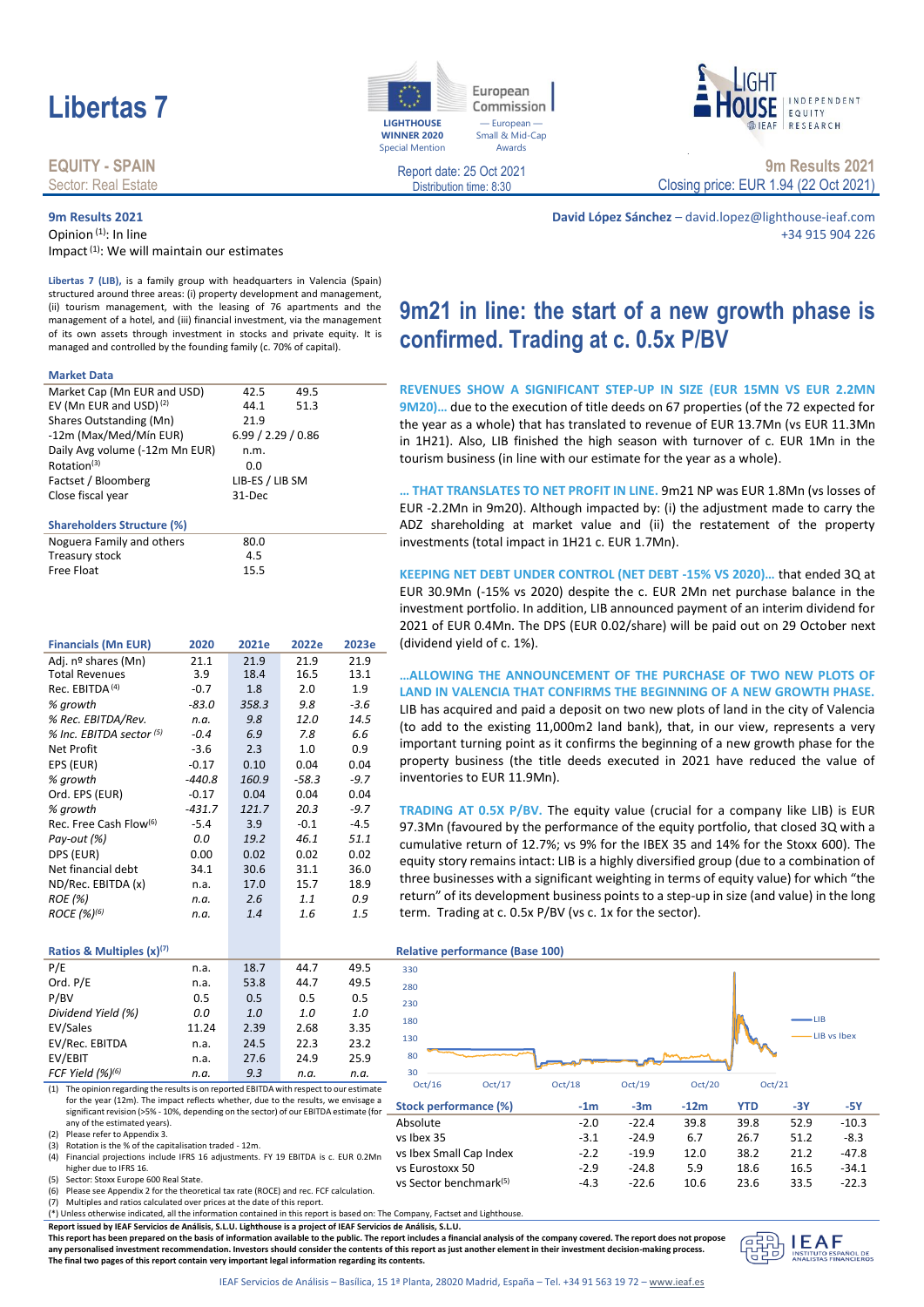# Libertas 7

**EQUITY - SPAIN**
Sector: Real Estate

LIGHTHOUSE WINNER 2020 Special Mention — European Commission — European Small & Mid-Cap Awards

Report date: 25 Oct 2021
Distribution time: 8:30

**9m Results 2021**
Closing price: EUR 1.94 (22 Oct 2021)

**9m Results 2021**
Opinion (1): In line
Impact (1): We will maintain our estimates

**David López Sánchez** – david.lopez@lighthouse-ieaf.com
+34 915 904 226

**Libertas 7 (LIB),** is a family group with headquarters in Valencia (Spain) structured around three areas: (i) property development and management, (ii) tourism management, with the leasing of 76 apartments and the management of a hotel, and (iii) financial investment, via the management of its own assets through investment in stocks and private equity. It is managed and controlled by the founding family (c. 70% of capital).

### Market Data

| | | |
|---|---|---|
| Market Cap (Mn EUR and USD) | 42.5 | 49.5 |
| EV (Mn EUR and USD) (2) | 44.1 | 51.3 |
| Shares Outstanding (Mn) | 21.9 | |
| -12m (Max/Med/Mín EUR) | 6.99 / 2.29 / 0.86 | |
| Daily Avg volume (-12m Mn EUR) | n.m. | |
| Rotation(3) | 0.0 | |
| Factset / Bloomberg | LIB-ES / LIB SM | |
| Close fiscal year | 31-Dec | |

### Shareholders Structure (%)

| | |
|---|---|
| Noguera Family and others | 80.0 |
| Treasury stock | 4.5 |
| Free Float | 15.5 |

### Financials (Mn EUR)

| Financials (Mn EUR) | 2020 | 2021e | 2022e | 2023e |
|---|---|---|---|---|
| Adj. nº shares (Mn) | 21.1 | 21.9 | 21.9 | 21.9 |
| Total Revenues | 3.9 | 18.4 | 16.5 | 13.1 |
| Rec. EBITDA (4) | -0.7 | 1.8 | 2.0 | 1.9 |
| *% growth* | *-83.0* | *358.3* | *9.8* | *-3.6* |
| *% Rec. EBITDA/Rev.* | *n.a.* | *9.8* | *12.0* | *14.5* |
| *% Inc. EBITDA sector (5)* | *-0.4* | *6.9* | *7.8* | *6.6* |
| Net Profit | -3.6 | 2.3 | 1.0 | 0.9 |
| EPS (EUR) | -0.17 | 0.10 | 0.04 | 0.04 |
| *% growth* | *-440.8* | *160.9* | *-58.3* | *-9.7* |
| Ord. EPS (EUR) | -0.17 | 0.04 | 0.04 | 0.04 |
| *% growth* | *-431.7* | *121.7* | *20.3* | *-9.7* |
| Rec. Free Cash Flow(6) | -5.4 | 3.9 | -0.1 | -4.5 |
| *Pay-out (%)* | *0.0* | *19.2* | *46.1* | *51.1* |
| DPS (EUR) | 0.00 | 0.02 | 0.02 | 0.02 |
| Net financial debt | 34.1 | 30.6 | 31.1 | 36.0 |
| ND/Rec. EBITDA (x) | n.a. | 17.0 | 15.7 | 18.9 |
| *ROE (%)* | *n.a.* | *2.6* | *1.1* | *0.9* |
| *ROCE (%)(6)* | *n.a.* | *1.4* | *1.6* | *1.5* |

### Ratios & Multiples (x)(7)

| Ratios & Multiples (x)(7) | 2020 | 2021e | 2022e | 2023e |
|---|---|---|---|---|
| P/E | n.a. | 18.7 | 44.7 | 49.5 |
| Ord. P/E | n.a. | 53.8 | 44.7 | 49.5 |
| P/BV | 0.5 | 0.5 | 0.5 | 0.5 |
| *Dividend Yield (%)* | *0.0* | *1.0* | *1.0* | *1.0* |
| EV/Sales | 11.24 | 2.39 | 2.68 | 3.35 |
| EV/Rec. EBITDA | n.a. | 24.5 | 22.3 | 23.2 |
| EV/EBIT | n.a. | 27.6 | 24.9 | 25.9 |
| *FCF Yield (%)(6)* | *n.a.* | *9.3* | *n.a.* | *n.a.* |

(1) The opinion regarding the results is on reported EBITDA with respect to our estimate for the year (12m). The impact reflects whether, due to the results, we envisage a significant revision (>5% - 10%, depending on the sector) of our EBITDA estimate (for any of the estimated years).
(2) Please refer to Appendix 3.
(3) Rotation is the % of the capitalisation traded - 12m.
(4) Financial projections include IFRS 16 adjustments. FY 19 EBITDA is c. EUR 0.2Mn higher due to IFRS 16.
(5) Sector: Stoxx Europe 600 Real State.
(6) Please see Appendix 2 for the theoretical tax rate (ROCE) and rec. FCF calculation.
(7) Multiples and ratios calculated over prices at the date of this report.

## 9m21 in line: the start of a new growth phase is confirmed. Trading at c. 0.5x P/BV

**REVENUES SHOW A SIGNIFICANT STEP-UP IN SIZE (EUR 15MN VS EUR 2.2MN 9M20)…** due to the execution of title deeds on 67 properties (of the 72 expected for the year as a whole) that has translated to revenue of EUR 13.7Mn (vs EUR 11.3Mn in 1H21). Also, LIB finished the high season with turnover of c. EUR 1Mn in the tourism business (in line with our estimate for the year as a whole).

**… THAT TRANSLATES TO NET PROFIT IN LINE.** 9m21 NP was EUR 1.8Mn (vs losses of EUR -2.2Mn in 9m20). Although impacted by: (i) the adjustment made to carry the ADZ shareholding at market value and (ii) the restatement of the property investments (total impact in 1H21 c. EUR 1.7Mn).

**KEEPING NET DEBT UNDER CONTROL (NET DEBT -15% VS 2020)…** that ended 3Q at EUR 30.9Mn (-15% vs 2020) despite the c. EUR 2Mn net purchase balance in the investment portfolio. In addition, LIB announced payment of an interim dividend for 2021 of EUR 0.4Mn. The DPS (EUR 0.02/share) will be paid out on 29 October next (dividend yield of c. 1%).

**…ALLOWING THE ANNOUNCEMENT OF THE PURCHASE OF TWO NEW PLOTS OF LAND IN VALENCIA THAT CONFIRMS THE BEGINNING OF A NEW GROWTH PHASE.** LIB has acquired and paid a deposit on two new plots of land in the city of Valencia (to add to the existing 11,000m2 land bank), that, in our view, represents a very important turning point as it confirms the beginning of a new growth phase for the property business (the title deeds executed in 2021 have reduced the value of inventories to EUR 11.9Mn).

**TRADING AT 0.5X P/BV.** The equity value (crucial for a company like LIB) is EUR 97.3Mn (favoured by the performance of the equity portfolio, that closed 3Q with a cumulative return of 12.7%; vs 9% for the IBEX 35 and 14% for the Stoxx 600). The equity story remains intact: LIB is a highly diversified group (due to a combination of three businesses with a significant weighting in terms of equity value) for which "the return" of its development business points to a step-up in size (and value) in the long term. Trading at c. 0.5x P/BV (vs c. 1x for the sector).

### Relative performance (Base 100)

(Chart: LIB; LIB vs Ibex; Oct/16 – Oct/21)

### Stock performance (%)

| Stock performance (%) | -1m | -3m | -12m | YTD | -3Y | -5Y |
|---|---|---|---|---|---|---|
| Absolute | -2.0 | -22.4 | 39.8 | 39.8 | 52.9 | -10.3 |
| vs Ibex 35 | -3.1 | -24.9 | 6.7 | 26.7 | 51.2 | -8.3 |
| vs Ibex Small Cap Index | -2.2 | -19.9 | 12.0 | 38.2 | 21.2 | -47.8 |
| vs Eurostoxx 50 | -2.9 | -24.8 | 5.9 | 18.6 | 16.5 | -34.1 |
| vs Sector benchmark(5) | -4.3 | -22.6 | 10.6 | 23.6 | 33.5 | -22.3 |

(*) Unless otherwise indicated, all the information contained in this report is based on: The Company, Factset and Lighthouse.

**Report issued by IEAF Servicios de Análisis, S.L.U. Lighthouse is a project of IEAF Servicios de Análisis, S.L.U.**
**This report has been prepared on the basis of information available to the public. The report includes a financial analysis of the company covered. The report does not propose any personalised investment recommendation. Investors should consider the contents of this report as just another element in their investment decision-making process. The final two pages of this report contain very important legal information regarding its contents.**

IEAF Servicios de Análisis – Basílica, 15 1ª Planta, 28020 Madrid, España – Tel. +34 91 563 19 72 – www.ieaf.es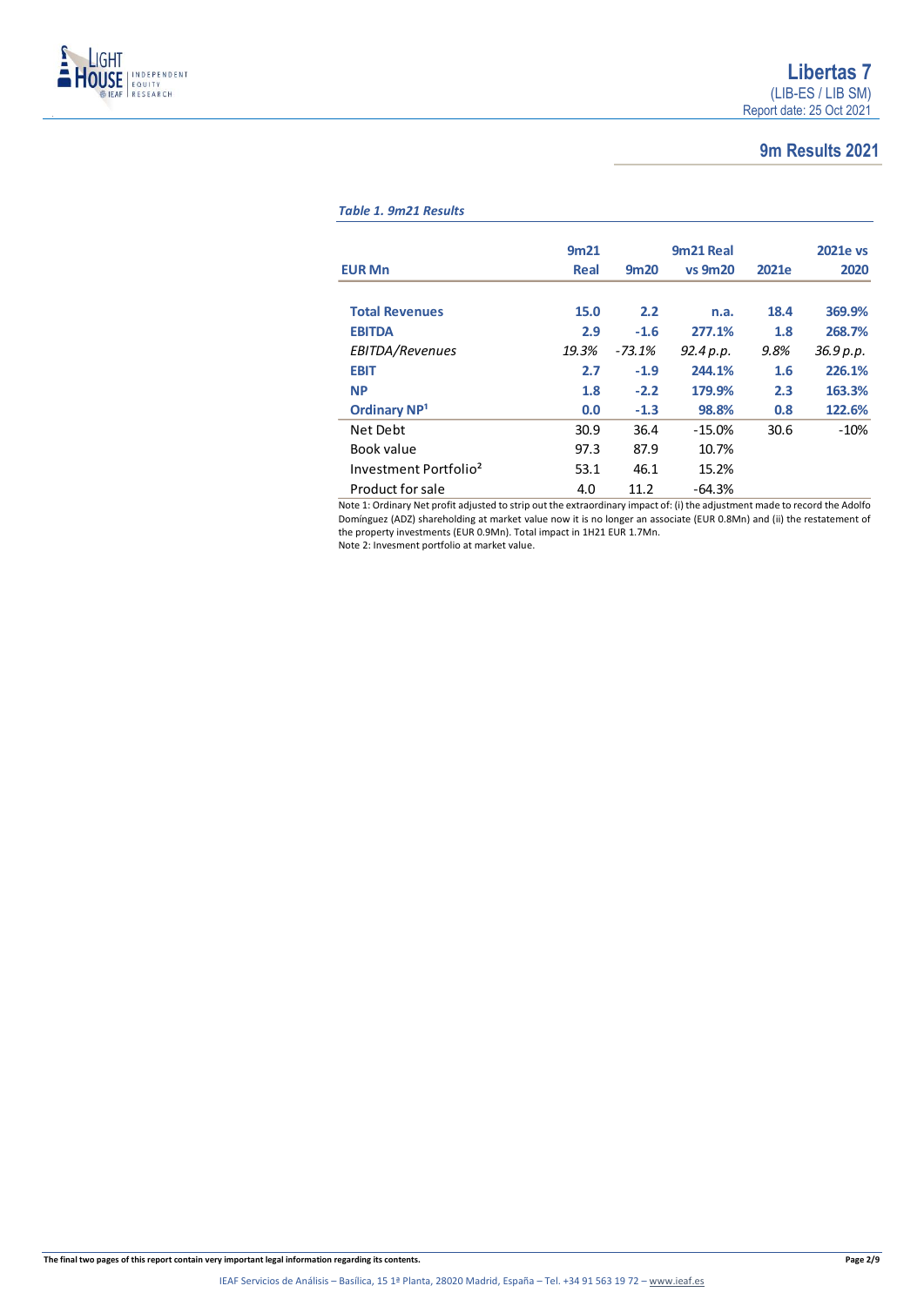## 9m Results 2021

*Table 1. 9m21 Results*

| EUR Mn | 9m21 Real | 9m20 | 9m21 Real vs 9m20 | 2021e | 2021e vs 2020 |
|---|---|---|---|---|---|
| **Total Revenues** | **15.0** | **2.2** | **n.a.** | **18.4** | **369.9%** |
| **EBITDA** | **2.9** | **-1.6** | **277.1%** | **1.8** | **268.7%** |
| *EBITDA/Revenues* | *19.3%* | *-73.1%* | *92.4 p.p.* | *9.8%* | *36.9 p.p.* |
| **EBIT** | **2.7** | **-1.9** | **244.1%** | **1.6** | **226.1%** |
| **NP** | **1.8** | **-2.2** | **179.9%** | **2.3** | **163.3%** |
| **Ordinary NP[1]** | **0.0** | **-1.3** | **98.8%** | **0.8** | **122.6%** |
| Net Debt | 30.9 | 36.4 | -15.0% | 30.6 | -10% |
| Book value | 97.3 | 87.9 | 10.7% | | |
| Investment Portfolio[2] | 53.1 | 46.1 | 15.2% | | |
| Product for sale | 4.0 | 11.2 | -64.3% | | |

Note 1: Ordinary Net profit adjusted to strip out the extraordinary impact of: (i) the adjustment made to record the Adolfo Domínguez (ADZ) shareholding at market value now it is no longer an associate (EUR 0.8Mn) and (ii) the restatement of the property investments (EUR 0.9Mn). Total impact in 1H21 EUR 1.7Mn.
Note 2: Invesment portfolio at market value.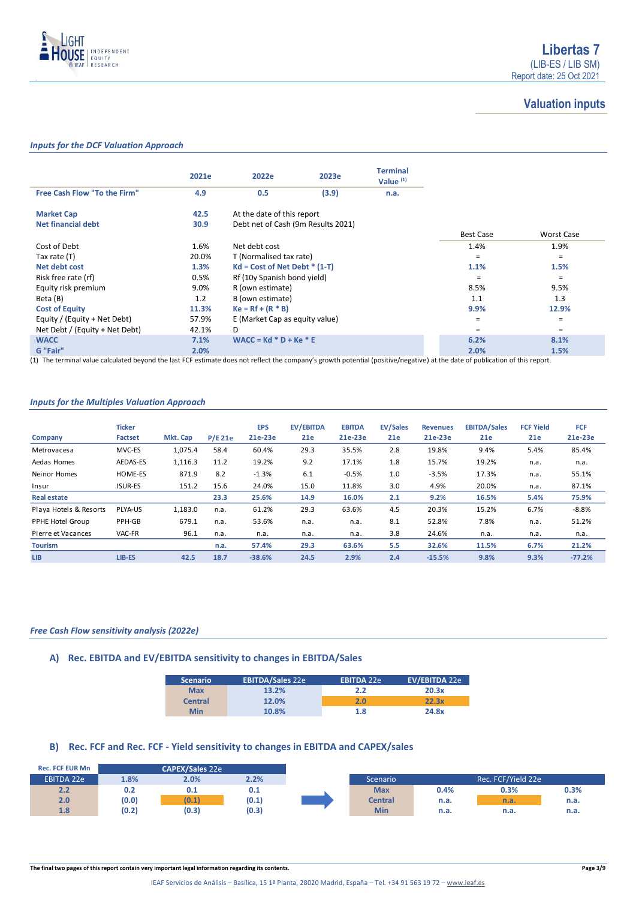# Libertas 7

(LIB-ES / LIB SM)

Report date: 25 Oct 2021

## Valuation inputs

### *Inputs for the DCF Valuation Approach*

| | 2021e | 2022e | 2023e | Terminal Value [1] | | |
|---|---|---|---|---|---|---|
| **Free Cash Flow "To the Firm"** | **4.9** | **0.5** | **(3.9)** | **n.a.** | | |
| | | | | | | |
| **Market Cap** | **42.5** | At the date of this report | | | | |
| **Net financial debt** | **30.9** | Debt net of Cash (9m Results 2021) | | | | |
| | | | | | **Best Case** | **Worst Case** |
| Cost of Debt | 1.6% | Net debt cost | | | 1.4% | 1.9% |
| Tax rate (T) | 20.0% | T (Normalised tax rate) | | | = | = |
| **Net debt cost** | **1.3%** | **Kd = Cost of Net Debt * (1-T)** | | | **1.1%** | **1.5%** |
| Risk free rate (rf) | 0.5% | Rf (10y Spanish bond yield) | | | = | = |
| Equity risk premium | 9.0% | R (own estimate) | | | 8.5% | 9.5% |
| Beta (B) | 1.2 | B (own estimate) | | | 1.1 | 1.3 |
| **Cost of Equity** | **11.3%** | **Ke = Rf + (R * B)** | | | **9.9%** | **12.9%** |
| Equity / (Equity + Net Debt) | 57.9% | E (Market Cap as equity value) | | | = | = |
| Net Debt / (Equity + Net Debt) | 42.1% | D | | | = | = |
| **WACC** | **7.1%** | **WACC = Kd * D + Ke * E** | | | **6.2%** | **8.1%** |
| **G "Fair"** | **2.0%** | | | | **2.0%** | **1.5%** |

(1) The terminal value calculated beyond the last FCF estimate does not reflect the company's growth potential (positive/negative) at the date of publication of this report.

### *Inputs for the Multiples Valuation Approach*

| Company | Ticker Factset | Mkt. Cap | P/E 21e | EPS 21e-23e | EV/EBITDA 21e | EBITDA 21e-23e | EV/Sales 21e | Revenues 21e-23e | EBITDA/Sales 21e | FCF Yield 21e | FCF 21e-23e |
|---|---|---|---|---|---|---|---|---|---|---|---|
| Metrovacesa | MVC-ES | 1,075.4 | 58.4 | 60.4% | 29.3 | 35.5% | 2.8 | 19.8% | 9.4% | 5.4% | 85.4% |
| Aedas Homes | AEDAS-ES | 1,116.3 | 11.2 | 19.2% | 9.2 | 17.1% | 1.8 | 15.7% | 19.2% | n.a. | n.a. |
| Neinor Homes | HOME-ES | 871.9 | 8.2 | -1.3% | 6.1 | -0.5% | 1.0 | -3.5% | 17.3% | n.a. | 55.1% |
| Insur | ISUR-ES | 151.2 | 15.6 | 24.0% | 15.0 | 11.8% | 3.0 | 4.9% | 20.0% | n.a. | 87.1% |
| **Real estate** | | | **23.3** | **25.6%** | **14.9** | **16.0%** | **2.1** | **9.2%** | **16.5%** | **5.4%** | **75.9%** |
| Playa Hotels & Resorts | PLYA-US | 1,183.0 | n.a. | 61.2% | 29.3 | 63.6% | 4.5 | 20.3% | 15.2% | 6.7% | -8.8% |
| PPHE Hotel Group | PPH-GB | 679.1 | n.a. | 53.6% | n.a. | n.a. | 8.1 | 52.8% | 7.8% | n.a. | 51.2% |
| Pierre et Vacances | VAC-FR | 96.1 | n.a. | n.a. | n.a. | n.a. | 3.8 | 24.6% | n.a. | n.a. | n.a. |
| **Tourism** | | | **n.a.** | **57.4%** | **29.3** | **63.6%** | **5.5** | **32.6%** | **11.5%** | **6.7%** | **21.2%** |
| **LIB** | **LIB-ES** | **42.5** | **18.7** | **-38.6%** | **24.5** | **2.9%** | **2.4** | **-15.5%** | **9.8%** | **9.3%** | **-77.2%** |

### *Free Cash Flow sensitivity analysis (2022e)*

#### A) Rec. EBITDA and EV/EBITDA sensitivity to changes in EBITDA/Sales

| Scenario | EBITDA/Sales 22e | EBITDA 22e | EV/EBITDA 22e |
|---|---|---|---|
| **Max** | **13.2%** | **2.2** | **20.3x** |
| **Central** | **12.0%** | **2.0** | **22.3x** |
| **Min** | **10.8%** | **1.8** | **24.8x** |

#### B) Rec. FCF and Rec. FCF - Yield sensitivity to changes in EBITDA and CAPEX/sales

| Rec. FCF EUR Mn | CAPEX/Sales 22e | | |
|---|---|---|---|
| EBITDA 22e | 1.8% | 2.0% | 2.2% |
| **2.2** | **0.2** | **0.1** | **0.1** |
| **2.0** | **(0.0)** | **(0.1)** | **(0.1)** |
| **1.8** | **(0.2)** | **(0.3)** | **(0.3)** |

| Scenario | Rec. FCF/Yield 22e | | |
|---|---|---|---|
| **Max** | **0.4%** | **0.3%** | **0.3%** |
| **Central** | **n.a.** | **n.a.** | **n.a.** |
| **Min** | **n.a.** | **n.a.** | **n.a.** |

**The final two pages of this report contain very important legal information regarding its contents.**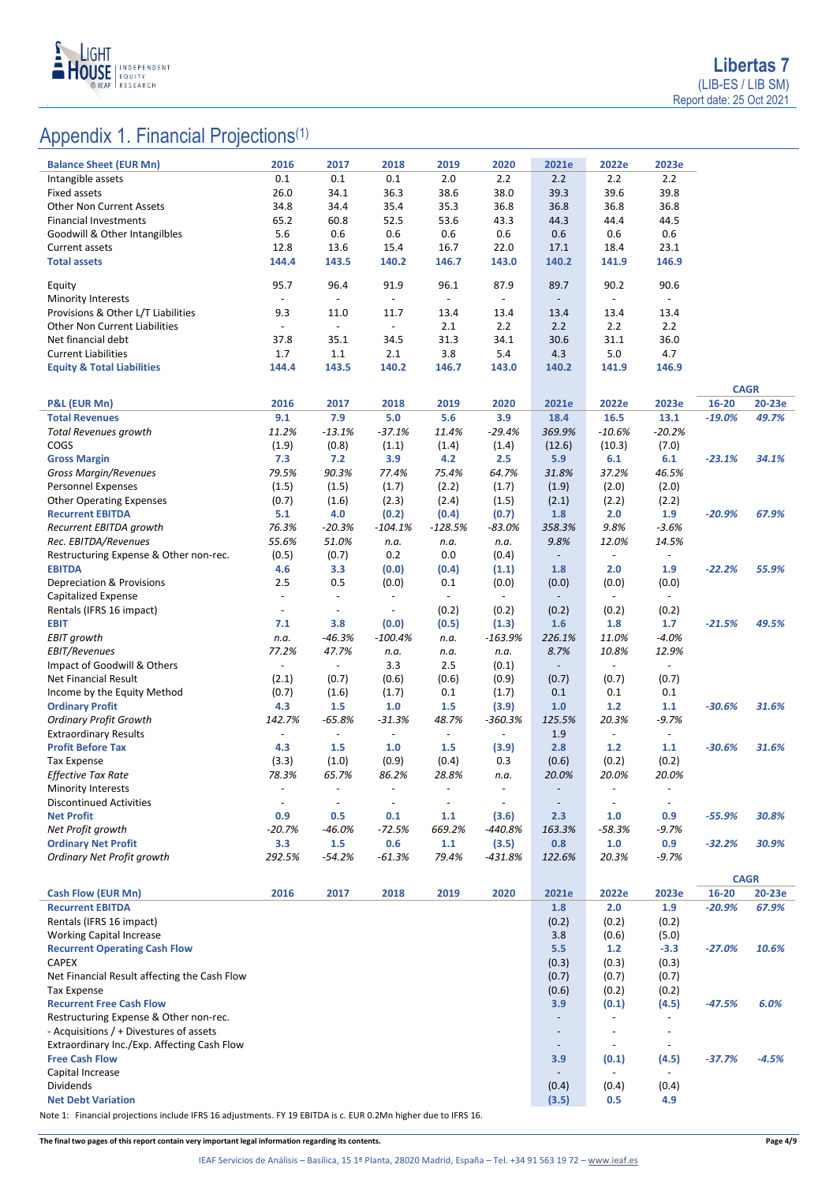# Appendix 1. Financial Projections(1)

| Balance Sheet (EUR Mn) | 2016 | 2017 | 2018 | 2019 | 2020 | 2021e | 2022e | 2023e |
|---|---|---|---|---|---|---|---|---|
| Intangible assets | 0.1 | 0.1 | 0.1 | 2.0 | 2.2 | 2.2 | 2.2 | 2.2 |
| Fixed assets | 26.0 | 34.1 | 36.3 | 38.6 | 38.0 | 39.3 | 39.6 | 39.8 |
| Other Non Current Assets | 34.8 | 34.4 | 35.4 | 35.3 | 36.8 | 36.8 | 36.8 | 36.8 |
| Financial Investments | 65.2 | 60.8 | 52.5 | 53.6 | 43.3 | 44.3 | 44.4 | 44.5 |
| Goodwill & Other Intangilbles | 5.6 | 0.6 | 0.6 | 0.6 | 0.6 | 0.6 | 0.6 | 0.6 |
| Current assets | 12.8 | 13.6 | 15.4 | 16.7 | 22.0 | 17.1 | 18.4 | 23.1 |
| **Total assets** | **144.4** | **143.5** | **140.2** | **146.7** | **143.0** | **140.2** | **141.9** | **146.9** |
| | | | | | | | | |
| Equity | 95.7 | 96.4 | 91.9 | 96.1 | 87.9 | 89.7 | 90.2 | 90.6 |
| Minority Interests | - | - | - | - | - | - | - | - |
| Provisions & Other L/T Liabilities | 9.3 | 11.0 | 11.7 | 13.4 | 13.4 | 13.4 | 13.4 | 13.4 |
| Other Non Current Liabilities | - | - | - | 2.1 | 2.2 | 2.2 | 2.2 | 2.2 |
| Net financial debt | 37.8 | 35.1 | 34.5 | 31.3 | 34.1 | 30.6 | 31.1 | 36.0 |
| Current Liabilities | 1.7 | 1.1 | 2.1 | 3.8 | 5.4 | 4.3 | 5.0 | 4.7 |
| **Equity & Total Liabilities** | **144.4** | **143.5** | **140.2** | **146.7** | **143.0** | **140.2** | **141.9** | **146.9** |

| | | | | | | | | | CAGR | |
|---|---|---|---|---|---|---|---|---|---|---|
| **P&L (EUR Mn)** | **2016** | **2017** | **2018** | **2019** | **2020** | **2021e** | **2022e** | **2023e** | **16-20** | **20-23e** |
| **Total Revenues** | **9.1** | **7.9** | **5.0** | **5.6** | **3.9** | **18.4** | **16.5** | **13.1** | ***-19.0%*** | ***49.7%*** |
| *Total Revenues growth* | *11.2%* | *-13.1%* | *-37.1%* | *11.4%* | *-29.4%* | *369.9%* | *-10.6%* | *-20.2%* | | |
| COGS | (1.9) | (0.8) | (1.1) | (1.4) | (1.4) | (12.6) | (10.3) | (7.0) | | |
| **Gross Margin** | **7.3** | **7.2** | **3.9** | **4.2** | **2.5** | **5.9** | **6.1** | **6.1** | ***-23.1%*** | ***34.1%*** |
| *Gross Margin/Revenues* | *79.5%* | *90.3%* | *77.4%* | *75.4%* | *64.7%* | *31.8%* | *37.2%* | *46.5%* | | |
| Personnel Expenses | (1.5) | (1.5) | (1.7) | (2.2) | (1.7) | (1.9) | (2.0) | (2.0) | | |
| Other Operating Expenses | (0.7) | (1.6) | (2.3) | (2.4) | (1.5) | (2.1) | (2.2) | (2.2) | | |
| **Recurrent EBITDA** | **5.1** | **4.0** | **(0.2)** | **(0.4)** | **(0.7)** | **1.8** | **2.0** | **1.9** | ***-20.9%*** | ***67.9%*** |
| *Recurrent EBITDA growth* | *76.3%* | *-20.3%* | *-104.1%* | *-128.5%* | *-83.0%* | *358.3%* | *9.8%* | *-3.6%* | | |
| *Rec. EBITDA/Revenues* | *55.6%* | *51.0%* | *n.a.* | *n.a.* | *n.a.* | *9.8%* | *12.0%* | *14.5%* | | |
| Restructuring Expense & Other non-rec. | (0.5) | (0.7) | 0.2 | 0.0 | (0.4) | - | - | - | | |
| **EBITDA** | **4.6** | **3.3** | **(0.0)** | **(0.4)** | **(1.1)** | **1.8** | **2.0** | **1.9** | ***-22.2%*** | ***55.9%*** |
| Depreciation & Provisions | 2.5 | 0.5 | (0.0) | 0.1 | (0.0) | (0.0) | (0.0) | (0.0) | | |
| Capitalized Expense | - | - | - | - | - | - | - | - | | |
| Rentals (IFRS 16 impact) | - | - | - | (0.2) | (0.2) | (0.2) | (0.2) | (0.2) | | |
| **EBIT** | **7.1** | **3.8** | **(0.0)** | **(0.5)** | **(1.3)** | **1.6** | **1.8** | **1.7** | ***-21.5%*** | ***49.5%*** |
| *EBIT growth* | *n.a.* | *-46.3%* | *-100.4%* | *n.a.* | *-163.9%* | *226.1%* | *11.0%* | *-4.0%* | | |
| *EBIT/Revenues* | *77.2%* | *47.7%* | *n.a.* | *n.a.* | *n.a.* | *8.7%* | *10.8%* | *12.9%* | | |
| Impact of Goodwill & Others | - | - | 3.3 | 2.5 | (0.1) | - | - | - | | |
| Net Financial Result | (2.1) | (0.7) | (0.6) | (0.6) | (0.9) | (0.7) | (0.7) | (0.7) | | |
| Income by the Equity Method | (0.7) | (1.6) | (1.7) | 0.1 | (1.7) | 0.1 | 0.1 | 0.1 | | |
| **Ordinary Profit** | **4.3** | **1.5** | **1.0** | **1.5** | **(3.9)** | **1.0** | **1.2** | **1.1** | ***-30.6%*** | ***31.6%*** |
| *Ordinary Profit Growth* | *142.7%* | *-65.8%* | *-31.3%* | *48.7%* | *-360.3%* | *125.5%* | *20.3%* | *-9.7%* | | |
| Extraordinary Results | - | - | - | - | - | 1.9 | - | - | | |
| **Profit Before Tax** | **4.3** | **1.5** | **1.0** | **1.5** | **(3.9)** | **2.8** | **1.2** | **1.1** | ***-30.6%*** | ***31.6%*** |
| Tax Expense | (3.3) | (1.0) | (0.9) | (0.4) | 0.3 | (0.6) | (0.2) | (0.2) | | |
| *Effective Tax Rate* | *78.3%* | *65.7%* | *86.2%* | *28.8%* | *n.a.* | *20.0%* | *20.0%* | *20.0%* | | |
| Minority Interests | - | - | - | - | - | - | - | - | | |
| Discontinued Activities | - | - | - | - | - | - | - | - | | |
| **Net Profit** | **0.9** | **0.5** | **0.1** | **1.1** | **(3.6)** | **2.3** | **1.0** | **0.9** | ***-55.9%*** | ***30.8%*** |
| *Net Profit growth* | *-20.7%* | *-46.0%* | *-72.5%* | *669.2%* | *-440.8%* | *163.3%* | *-58.3%* | *-9.7%* | | |
| **Ordinary Net Profit** | **3.3** | **1.5** | **0.6** | **1.1** | **(3.5)** | **0.8** | **1.0** | **0.9** | ***-32.2%*** | ***30.9%*** |
| *Ordinary Net Profit growth* | *292.5%* | *-54.2%* | *-61.3%* | *79.4%* | *-431.8%* | *122.6%* | *20.3%* | *-9.7%* | | |

| | | | | | | | | | CAGR | |
|---|---|---|---|---|---|---|---|---|---|---|
| **Cash Flow (EUR Mn)** | **2016** | **2017** | **2018** | **2019** | **2020** | **2021e** | **2022e** | **2023e** | **16-20** | **20-23e** |
| **Recurrent EBITDA** | | | | | | **1.8** | **2.0** | **1.9** | ***-20.9%*** | ***67.9%*** |
| Rentals (IFRS 16 impact) | | | | | | (0.2) | (0.2) | (0.2) | | |
| Working Capital Increase | | | | | | 3.8 | (0.6) | (5.0) | | |
| **Recurrent Operating Cash Flow** | | | | | | **5.5** | **1.2** | **-3.3** | ***-27.0%*** | ***10.6%*** |
| CAPEX | | | | | | (0.3) | (0.3) | (0.3) | | |
| Net Financial Result affecting the Cash Flow | | | | | | (0.7) | (0.7) | (0.7) | | |
| Tax Expense | | | | | | (0.6) | (0.2) | (0.2) | | |
| **Recurrent Free Cash Flow** | | | | | | **3.9** | **(0.1)** | **(4.5)** | ***-47.5%*** | ***6.0%*** |
| Restructuring Expense & Other non-rec. | | | | | | - | - | - | | |
| - Acquisitions / + Divestures of assets | | | | | | - | - | - | | |
| Extraordinary Inc./Exp. Affecting Cash Flow | | | | | | - | - | - | | |
| **Free Cash Flow** | | | | | | **3.9** | **(0.1)** | **(4.5)** | ***-37.7%*** | ***-4.5%*** |
| Capital Increase | | | | | | - | - | - | | |
| Dividends | | | | | | (0.4) | (0.4) | (0.4) | | |
| **Net Debt Variation** | | | | | | **(3.5)** | **0.5** | **4.9** | | |

Note 1: Financial projections include IFRS 16 adjustments. FY 19 EBITDA is c. EUR 0.2Mn higher due to IFRS 16.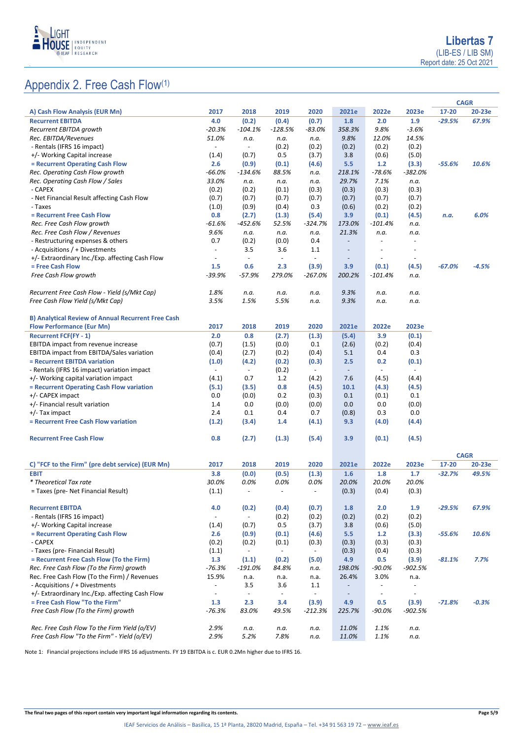# Appendix 2. Free Cash Flow(1)

| A) Cash Flow Analysis (EUR Mn) | 2017 | 2018 | 2019 | 2020 | 2021e | 2022e | 2023e | CAGR 17-20 | CAGR 20-23e |
|---|---|---|---|---|---|---|---|---|---|
| **Recurrent EBITDA** | **4.0** | **(0.2)** | **(0.4)** | **(0.7)** | **1.8** | **2.0** | **1.9** | *-29.5%* | *67.9%* |
| *Recurrent EBITDA growth* | *-20.3%* | *-104.1%* | *-128.5%* | *-83.0%* | *358.3%* | *9.8%* | *-3.6%* | | |
| *Rec. EBITDA/Revenues* | *51.0%* | *n.a.* | *n.a.* | *n.a.* | *9.8%* | *12.0%* | *14.5%* | | |
| - Rentals (IFRS 16 impact) | - | - | (0.2) | (0.2) | (0.2) | (0.2) | (0.2) | | |
| +/- Working Capital increase | (1.4) | (0.7) | 0.5 | (3.7) | 3.8 | (0.6) | (5.0) | | |
| **= Recurrent Operating Cash Flow** | **2.6** | **(0.9)** | **(0.1)** | **(4.6)** | **5.5** | **1.2** | **(3.3)** | *-55.6%* | *10.6%* |
| *Rec. Operating Cash Flow growth* | *-66.0%* | *-134.6%* | *88.5%* | *n.a.* | *218.1%* | *-78.6%* | *-382.0%* | | |
| *Rec. Operating Cash Flow / Sales* | *33.0%* | *n.a.* | *n.a.* | *n.a.* | *29.7%* | *7.1%* | *n.a.* | | |
| - CAPEX | (0.2) | (0.2) | (0.1) | (0.3) | (0.3) | (0.3) | (0.3) | | |
| - Net Financial Result affecting Cash Flow | (0.7) | (0.7) | (0.7) | (0.7) | (0.7) | (0.7) | (0.7) | | |
| - Taxes | (1.0) | (0.9) | (0.4) | 0.3 | (0.6) | (0.2) | (0.2) | | |
| **= Recurrent Free Cash Flow** | **0.8** | **(2.7)** | **(1.3)** | **(5.4)** | **3.9** | **(0.1)** | **(4.5)** | *n.a.* | *6.0%* |
| *Rec. Free Cash Flow growth* | *-61.6%* | *-452.6%* | *52.5%* | *-324.7%* | *173.0%* | *-101.4%* | *n.a.* | | |
| *Rec. Free Cash Flow / Revenues* | *9.6%* | *n.a.* | *n.a.* | *n.a.* | *21.3%* | *n.a.* | *n.a.* | | |
| - Restructuring expenses & others | 0.7 | (0.2) | (0.0) | 0.4 | - | - | - | | |
| - Acquisitions / + Divestments | - | 3.5 | 3.6 | 1.1 | - | - | - | | |
| +/- Extraordinary Inc./Exp. affecting Cash Flow | - | - | - | - | - | - | - | | |
| **= Free Cash Flow** | **1.5** | **0.6** | **2.3** | **(3.9)** | **3.9** | **(0.1)** | **(4.5)** | *-67.0%* | *-4.5%* |
| *Free Cash Flow growth* | *-39.9%* | *-57.9%* | *279.0%* | *-267.0%* | *200.2%* | *-101.4%* | *n.a.* | | |
| | | | | | | | | | |
| *Recurrent Free Cash Flow - Yield (s/Mkt Cap)* | *1.8%* | *n.a.* | *n.a.* | *n.a.* | *9.3%* | *n.a.* | *n.a.* | | |
| *Free Cash Flow Yield (s/Mkt Cap)* | *3.5%* | *1.5%* | *5.5%* | *n.a.* | *9.3%* | *n.a.* | *n.a.* | | |

| B) Analytical Review of Annual Recurrent Free Cash Flow Performance (Eur Mn) | 2017 | 2018 | 2019 | 2020 | 2021e | 2022e | 2023e |
|---|---|---|---|---|---|---|---|
| **Recurrent FCF(FY - 1)** | **2.0** | **0.8** | **(2.7)** | **(1.3)** | **(5.4)** | **3.9** | **(0.1)** |
| EBITDA impact from revenue increase | (0.7) | (1.5) | (0.0) | 0.1 | (2.6) | (0.2) | (0.4) |
| EBITDA impact from EBITDA/Sales variation | (0.4) | (2.7) | (0.2) | (0.4) | 5.1 | 0.4 | 0.3 |
| **= Recurrent EBITDA variation** | **(1.0)** | **(4.2)** | **(0.2)** | **(0.3)** | **2.5** | **0.2** | **(0.1)** |
| - Rentals (IFRS 16 impact) variation impact | - | - | (0.2) | - | - | - | - |
| +/- Working capital variation impact | (4.1) | 0.7 | 1.2 | (4.2) | 7.6 | (4.5) | (4.4) |
| **= Recurrent Operating Cash Flow variation** | **(5.1)** | **(3.5)** | **0.8** | **(4.5)** | **10.1** | **(4.3)** | **(4.5)** |
| +/- CAPEX impact | 0.0 | (0.0) | 0.2 | (0.3) | 0.1 | (0.1) | 0.1 |
| +/- Financial result variation | 1.4 | 0.0 | (0.0) | (0.0) | 0.0 | 0.0 | (0.0) |
| +/- Tax impact | 2.4 | 0.1 | 0.4 | 0.7 | (0.8) | 0.3 | 0.0 |
| **= Recurrent Free Cash Flow variation** | **(1.2)** | **(3.4)** | **1.4** | **(4.1)** | **9.3** | **(4.0)** | **(4.4)** |
| | | | | | | | |
| **Recurrent Free Cash Flow** | **0.8** | **(2.7)** | **(1.3)** | **(5.4)** | **3.9** | **(0.1)** | **(4.5)** |

| C) "FCF to the Firm" (pre debt service) (EUR Mn) | 2017 | 2018 | 2019 | 2020 | 2021e | 2022e | 2023e | CAGR 17-20 | CAGR 20-23e |
|---|---|---|---|---|---|---|---|---|---|
| **EBIT** | **3.8** | **(0.0)** | **(0.5)** | **(1.3)** | **1.6** | **1.8** | **1.7** | *-32.7%* | *49.5%* |
| *\* Theoretical Tax rate* | *30.0%* | *0.0%* | *0.0%* | *0.0%* | *20.0%* | *20.0%* | *20.0%* | | |
| = Taxes (pre- Net Financial Result) | (1.1) | - | - | - | (0.3) | (0.4) | (0.3) | | |
| | | | | | | | | | |
| **Recurrent EBITDA** | **4.0** | **(0.2)** | **(0.4)** | **(0.7)** | **1.8** | **2.0** | **1.9** | *-29.5%* | *67.9%* |
| - Rentals (IFRS 16 impact) | - | - | (0.2) | (0.2) | (0.2) | (0.2) | (0.2) | | |
| +/- Working Capital increase | (1.4) | (0.7) | 0.5 | (3.7) | 3.8 | (0.6) | (5.0) | | |
| **= Recurrent Operating Cash Flow** | **2.6** | **(0.9)** | **(0.1)** | **(4.6)** | **5.5** | **1.2** | **(3.3)** | *-55.6%* | *10.6%* |
| - CAPEX | (0.2) | (0.2) | (0.1) | (0.3) | (0.3) | (0.3) | (0.3) | | |
| - Taxes (pre- Financial Result) | (1.1) | - | - | - | (0.3) | (0.4) | (0.3) | | |
| **= Recurrent Free Cash Flow (To the Firm)** | **1.3** | **(1.1)** | **(0.2)** | **(5.0)** | **4.9** | **0.5** | **(3.9)** | *-81.1%* | *7.7%* |
| *Rec. Free Cash Flow (To the Firm) growth* | *-76.3%* | *-191.0%* | *84.8%* | *n.a.* | *198.0%* | *-90.0%* | *-902.5%* | | |
| Rec. Free Cash Flow (To the Firm) / Revenues | 15.9% | n.a. | n.a. | n.a. | 26.4% | 3.0% | n.a. | | |
| - Acquisitions / + Divestments | - | 3.5 | 3.6 | 1.1 | - | - | - | | |
| +/- Extraordinary Inc./Exp. affecting Cash Flow | - | - | - | - | - | - | - | | |
| **= Free Cash Flow "To the Firm"** | **1.3** | **2.3** | **3.4** | **(3.9)** | **4.9** | **0.5** | **(3.9)** | *-71.8%* | *-0.3%* |
| *Free Cash Flow (To the Firm) growth* | *-76.3%* | *83.0%* | *49.5%* | *-212.3%* | *225.7%* | *-90.0%* | *-902.5%* | | |
| | | | | | | | | | |
| *Rec. Free Cash Flow To the Firm Yield (o/EV)* | *2.9%* | *n.a.* | *n.a.* | *n.a.* | *11.0%* | *1.1%* | *n.a.* | | |
| *Free Cash Flow "To the Firm" - Yield (o/EV)* | *2.9%* | *5.2%* | *7.8%* | *n.a.* | *11.0%* | *1.1%* | *n.a.* | | |

Note 1: Financial projections include IFRS 16 adjustments. FY 19 EBITDA is c. EUR 0.2Mn higher due to IFRS 16.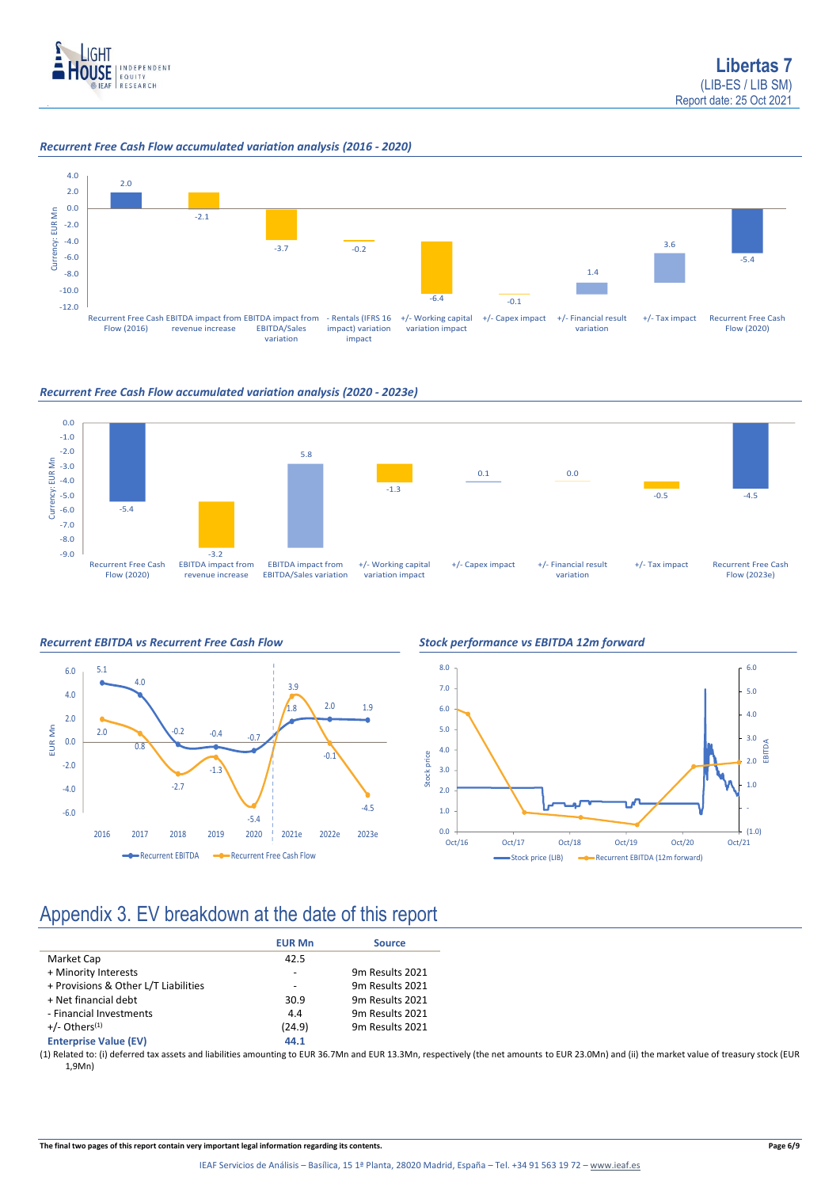*Recurrent Free Cash Flow accumulated variation analysis (2016 - 2020)*

| | Currency: EUR Mn |
|---|---|
| Recurrent Free Cash Flow (2016) | 2.0 |
| EBITDA impact from revenue increase | -2.1 |
| EBITDA impact from EBITDA/Sales variation | -3.7 |
| - Rentals (IFRS 16 impact) variation impact | -0.2 |
| +/- Working capital variation impact | -6.4 |
| +/- Capex impact | -0.1 |
| +/- Financial result variation | 1.4 |
| +/- Tax impact | 3.6 |
| Recurrent Free Cash Flow (2020) | -5.4 |

*Recurrent Free Cash Flow accumulated variation analysis (2020 - 2023e)*

| | Currency: EUR Mn |
|---|---|
| Recurrent Free Cash Flow (2020) | -5.4 |
| EBITDA impact from revenue increase | -3.2 |
| EBITDA impact from EBITDA/Sales variation | 5.8 |
| +/- Working capital variation impact | -1.3 |
| +/- Capex impact | 0.1 |
| +/- Financial result variation | 0.0 |
| +/- Tax impact | -0.5 |
| Recurrent Free Cash Flow (2023e) | -4.5 |

*Recurrent EBITDA vs Recurrent Free Cash Flow*

| EUR Mn | 2016 | 2017 | 2018 | 2019 | 2020 | 2021e | 2022e | 2023e |
|---|---|---|---|---|---|---|---|---|
| Recurrent EBITDA | 5.1 | 4.0 | -0.2 | -0.4 | -0.7 | 1.8 | 2.0 | 1.9 |
| Recurrent Free Cash Flow | 2.0 | 0.8 | -2.7 | -1.3 | -5.4 | 3.9 | -0.1 | -4.5 |

*Stock performance vs EBITDA 12m forward*

Stock price (LIB) — Recurrent EBITDA (12m forward)

## Appendix 3. EV breakdown at the date of this report

| | EUR Mn | Source |
|---|---|---|
| Market Cap | 42.5 | |
| + Minority Interests | - | 9m Results 2021 |
| + Provisions & Other L/T Liabilities | - | 9m Results 2021 |
| + Net financial debt | 30.9 | 9m Results 2021 |
| - Financial Investments | 4.4 | 9m Results 2021 |
| +/- Others[(1)] | (24.9) | 9m Results 2021 |
| **Enterprise Value (EV)** | **44.1** | |

(1) Related to: (i) deferred tax assets and liabilities amounting to EUR 36.7Mn and EUR 13.3Mn, respectively (the net amounts to EUR 23.0Mn) and (ii) the market value of treasury stock (EUR 1,9Mn)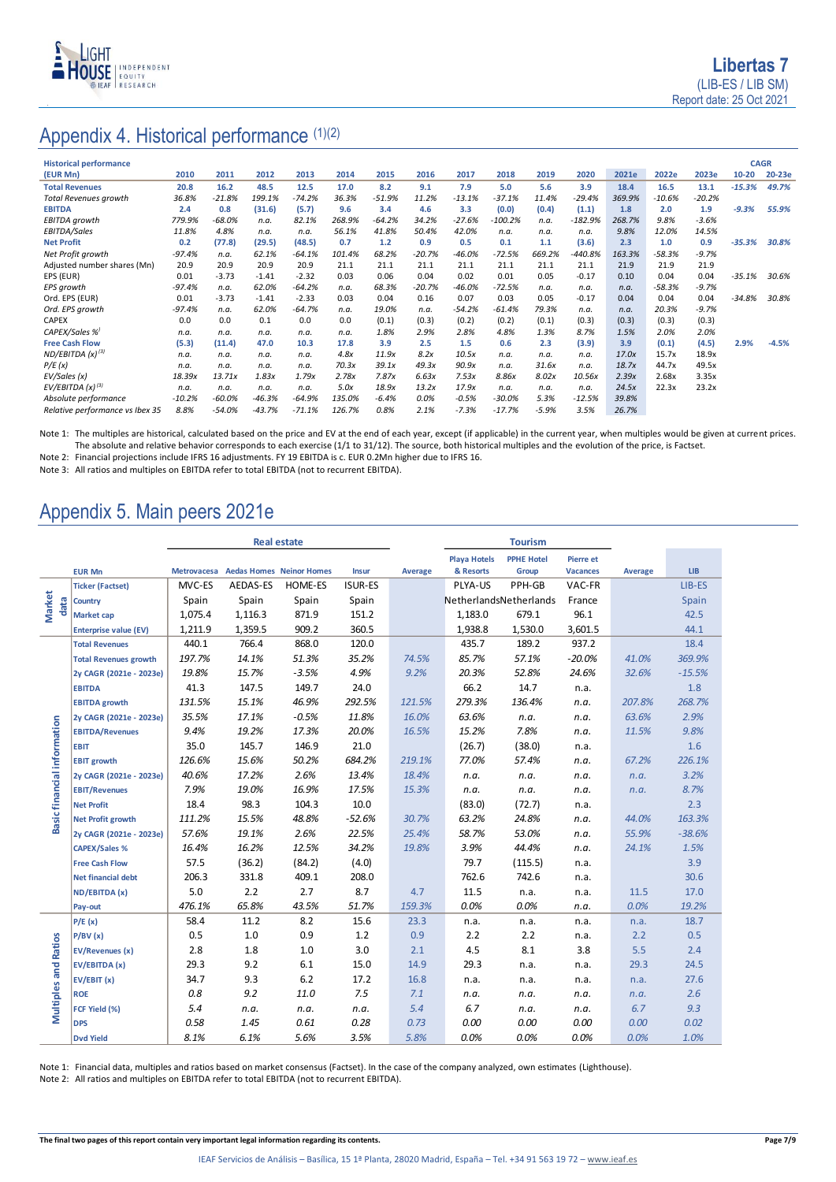# Appendix 4. Historical performance (1)(2)

| Historical performance (EUR Mn) | 2010 | 2011 | 2012 | 2013 | 2014 | 2015 | 2016 | 2017 | 2018 | 2019 | 2020 | 2021e | 2022e | 2023e | CAGR 10-20 | CAGR 20-23e |
|---|---|---|---|---|---|---|---|---|---|---|---|---|---|---|---|---|
| **Total Revenues** | 20.8 | 16.2 | 48.5 | 12.5 | 17.0 | 8.2 | 9.1 | 7.9 | 5.0 | 5.6 | 3.9 | 18.4 | 16.5 | 13.1 | -15.3% | 49.7% |
| *Total Revenues growth* | 36.8% | -21.8% | 199.1% | -74.2% | 36.3% | -51.9% | 11.2% | -13.1% | -37.1% | 11.4% | -29.4% | 369.9% | -10.6% | -20.2% | | |
| **EBITDA** | 2.4 | 0.8 | (31.6) | (5.7) | 9.6 | 3.4 | 4.6 | 3.3 | (0.0) | (0.4) | (1.1) | 1.8 | 2.0 | 1.9 | -9.3% | 55.9% |
| *EBITDA growth* | 779.9% | -68.0% | n.a. | 82.1% | 268.9% | -64.2% | 34.2% | -27.6% | -100.2% | n.a. | -182.9% | 268.7% | 9.8% | -3.6% | | |
| *EBITDA/Sales* | 11.8% | 4.8% | n.a. | n.a. | 56.1% | 41.8% | 50.4% | 42.0% | n.a. | n.a. | n.a. | 9.8% | 12.0% | 14.5% | | |
| **Net Profit** | 0.2 | (77.8) | (29.5) | (48.5) | 0.7 | 1.2 | 0.9 | 0.5 | 0.1 | 1.1 | (3.6) | 2.3 | 1.0 | 0.9 | -35.3% | 30.8% |
| *Net Profit growth* | -97.4% | n.a. | 62.1% | -64.1% | 101.4% | 68.2% | -20.7% | -46.0% | -72.5% | 669.2% | -440.8% | 163.3% | -58.3% | -9.7% | | |
| Adjusted number shares (Mn) | 20.9 | 20.9 | 20.9 | 20.9 | 21.1 | 21.1 | 21.1 | 21.1 | 21.1 | 21.1 | 21.1 | 21.9 | 21.9 | 21.9 | | |
| EPS (EUR) | 0.01 | -3.73 | -1.41 | -2.32 | 0.03 | 0.06 | 0.04 | 0.02 | 0.01 | 0.05 | -0.17 | 0.10 | 0.04 | 0.04 | -35.1% | 30.6% |
| *EPS growth* | -97.4% | n.a. | 62.0% | -64.2% | n.a. | 68.3% | -20.7% | -46.0% | -72.5% | n.a. | n.a. | n.a. | -58.3% | -9.7% | | |
| Ord. EPS (EUR) | 0.01 | -3.73 | -1.41 | -2.33 | 0.03 | 0.04 | 0.16 | 0.07 | 0.03 | 0.05 | -0.17 | 0.04 | 0.04 | 0.04 | -34.8% | 30.8% |
| *Ord. EPS growth* | -97.4% | n.a. | 62.0% | -64.7% | n.a. | 19.0% | n.a. | -54.2% | -61.4% | 79.3% | n.a. | n.a. | 20.3% | -9.7% | | |
| CAPEX | 0.0 | 0.0 | 0.1 | 0.0 | 0.0 | (0.1) | (0.3) | (0.2) | (0.2) | (0.1) | (0.3) | (0.3) | (0.3) | (0.3) | | |
| *CAPEX/Sales %* | n.a. | n.a. | n.a. | n.a. | n.a. | 1.8% | 2.9% | 2.8% | 4.8% | 1.3% | 8.7% | 1.5% | 2.0% | 2.0% | | |
| **Free Cash Flow** | (5.3) | (11.4) | 47.0 | 10.3 | 17.8 | 3.9 | 2.5 | 1.5 | 0.6 | 2.3 | (3.9) | 3.9 | (0.1) | (4.5) | 2.9% | -4.5% |
| *ND/EBITDA (x)* (3) | n.a. | n.a. | n.a. | n.a. | 4.8x | 11.9x | 8.2x | 10.5x | n.a. | n.a. | n.a. | 17.0x | 15.7x | 18.9x | | |
| *P/E (x)* | n.a. | n.a. | n.a. | n.a. | 70.3x | 39.1x | 49.3x | 90.9x | n.a. | 31.6x | n.a. | 18.7x | 44.7x | 49.5x | | |
| *EV/Sales (x)* | 18.39x | 13.71x | 1.83x | 1.79x | 2.78x | 7.87x | 6.63x | 7.53x | 8.86x | 8.02x | 10.56x | 2.39x | 2.68x | 3.35x | | |
| *EV/EBITDA (x)* (3) | n.a. | n.a. | n.a. | n.a. | 5.0x | 18.9x | 13.2x | 17.9x | n.a. | n.a. | n.a. | 24.5x | 22.3x | 23.2x | | |
| *Absolute performance* | -10.2% | -60.0% | -46.3% | -64.9% | 135.0% | -6.4% | 0.0% | -0.5% | -30.0% | 5.3% | -12.5% | 39.8% | | | | |
| *Relative performance vs Ibex 35* | 8.8% | -54.0% | -43.7% | -71.1% | 126.7% | 0.8% | 2.1% | -7.3% | -17.7% | -5.9% | 3.5% | 26.7% | | | | |

Note 1: The multiples are historical, calculated based on the price and EV at the end of each year, except (if applicable) in the current year, when multiples would be given at current prices. The absolute and relative behavior corresponds to each exercise (1/1 to 31/12). The source, both historical multiples and the evolution of the price, is Factset.

Note 2: Financial projections include IFRS 16 adjustments. FY 19 EBITDA is c. EUR 0.2Mn higher due to IFRS 16.

Note 3: All ratios and multiples on EBITDA refer to total EBITDA (not to recurrent EBITDA).

# Appendix 5. Main peers 2021e

| | | Real estate | | | | | Tourism | | | | |
|---|---|---|---|---|---|---|---|---|---|---|---|
| | **EUR Mn** | Metrovacesa | Aedas Homes | Neinor Homes | Insur | Average | Playa Hotels & Resorts | PPHE Hotel Group | Pierre et Vacances | Average | LIB |
| Market data | Ticker (Factset) | MVC-ES | AEDAS-ES | HOME-ES | ISUR-ES | | PLYA-US | PPH-GB | VAC-FR | | LIB-ES |
| | Country | Spain | Spain | Spain | Spain | | Netherlands | Netherlands | France | | Spain |
| | Market cap | 1,075.4 | 1,116.3 | 871.9 | 151.2 | | 1,183.0 | 679.1 | 96.1 | | 42.5 |
| | Enterprise value (EV) | 1,211.9 | 1,359.5 | 909.2 | 360.5 | | 1,938.8 | 1,530.0 | 3,601.5 | | 44.1 |
| Basic financial information | Total Revenues | 440.1 | 766.4 | 868.0 | 120.0 | | 435.7 | 189.2 | 937.2 | | 18.4 |
| | Total Revenues growth | 197.7% | 14.1% | 51.3% | 35.2% | 74.5% | 85.7% | 57.1% | -20.0% | 41.0% | 369.9% |
| | 2y CAGR (2021e - 2023e) | 19.8% | 15.7% | -3.5% | 4.9% | 9.2% | 20.3% | 52.8% | 24.6% | 32.6% | -15.5% |
| | EBITDA | 41.3 | 147.5 | 149.7 | 24.0 | | 66.2 | 14.7 | n.a. | | 1.8 |
| | EBITDA growth | 131.5% | 15.1% | 46.9% | 292.5% | 121.5% | 279.3% | 136.4% | n.a. | 207.8% | 268.7% |
| | 2y CAGR (2021e - 2023e) | 35.5% | 17.1% | -0.5% | 11.8% | 16.0% | 63.6% | n.a. | n.a. | 63.6% | 2.9% |
| | EBITDA/Revenues | 9.4% | 19.2% | 17.3% | 20.0% | 16.5% | 15.2% | 7.8% | n.a. | 11.5% | 9.8% |
| | EBIT | 35.0 | 145.7 | 146.9 | 21.0 | | (26.7) | (38.0) | n.a. | | 1.6 |
| | EBIT growth | 126.6% | 15.6% | 50.2% | 684.2% | 219.1% | 77.0% | 57.4% | n.a. | 67.2% | 226.1% |
| | 2y CAGR (2021e - 2023e) | 40.6% | 17.2% | 2.6% | 13.4% | 18.4% | n.a. | n.a. | n.a. | n.a. | 3.2% |
| | EBIT/Revenues | 7.9% | 19.0% | 16.9% | 17.5% | 15.3% | n.a. | n.a. | n.a. | n.a. | 8.7% |
| | Net Profit | 18.4 | 98.3 | 104.3 | 10.0 | | (83.0) | (72.7) | n.a. | | 2.3 |
| | Net Profit growth | 111.2% | 15.5% | 48.8% | -52.6% | 30.7% | 63.2% | 24.8% | n.a. | 44.0% | 163.3% |
| | 2y CAGR (2021e - 2023e) | 57.6% | 19.1% | 2.6% | 22.5% | 25.4% | 58.7% | 53.0% | n.a. | 55.9% | -38.6% |
| | CAPEX/Sales % | 16.4% | 16.2% | 12.5% | 34.2% | 19.8% | 3.9% | 44.4% | n.a. | 24.1% | 1.5% |
| | Free Cash Flow | 57.5 | (36.2) | (84.2) | (4.0) | | 79.7 | (115.5) | n.a. | | 3.9 |
| | Net financial debt | 206.3 | 331.8 | 409.1 | 208.0 | | 762.6 | 742.6 | n.a. | | 30.6 |
| | ND/EBITDA (x) | 5.0 | 2.2 | 2.7 | 8.7 | 4.7 | 11.5 | n.a. | n.a. | 11.5 | 17.0 |
| | Pay-out | 476.1% | 65.8% | 43.5% | 51.7% | 159.3% | 0.0% | 0.0% | n.a. | 0.0% | 19.2% |
| Multiples and Ratios | P/E (x) | 58.4 | 11.2 | 8.2 | 15.6 | 23.3 | n.a. | n.a. | n.a. | n.a. | 18.7 |
| | P/BV (x) | 0.5 | 1.0 | 0.9 | 1.2 | 0.9 | 2.2 | 2.2 | n.a. | 2.2 | 0.5 |
| | EV/Revenues (x) | 2.8 | 1.8 | 1.0 | 3.0 | 2.1 | 4.5 | 8.1 | 3.8 | 5.5 | 2.4 |
| | EV/EBITDA (x) | 29.3 | 9.2 | 6.1 | 15.0 | 14.9 | 29.3 | n.a. | n.a. | 29.3 | 24.5 |
| | EV/EBIT (x) | 34.7 | 9.3 | 6.2 | 17.2 | 16.8 | n.a. | n.a. | n.a. | n.a. | 27.6 |
| | ROE | 0.8 | 9.2 | 11.0 | 7.5 | 7.1 | n.a. | n.a. | n.a. | n.a. | 2.6 |
| | FCF Yield (%) | 5.4 | n.a. | n.a. | n.a. | 5.4 | 6.7 | n.a. | n.a. | 6.7 | 9.3 |
| | DPS | 0.58 | 1.45 | 0.61 | 0.28 | 0.73 | 0.00 | 0.00 | 0.00 | 0.00 | 0.02 |
| | Dvd Yield | 8.1% | 6.1% | 5.6% | 3.5% | 5.8% | 0.0% | 0.0% | 0.0% | 0.0% | 1.0% |

Note 1: Financial data, multiples and ratios based on market consensus (Factset). In the case of the company analyzed, own estimates (Lighthouse).

Note 2: All ratios and multiples on EBITDA refer to total EBITDA (not to recurrent EBITDA).

**The final two pages of this report contain very important legal information regarding its contents.**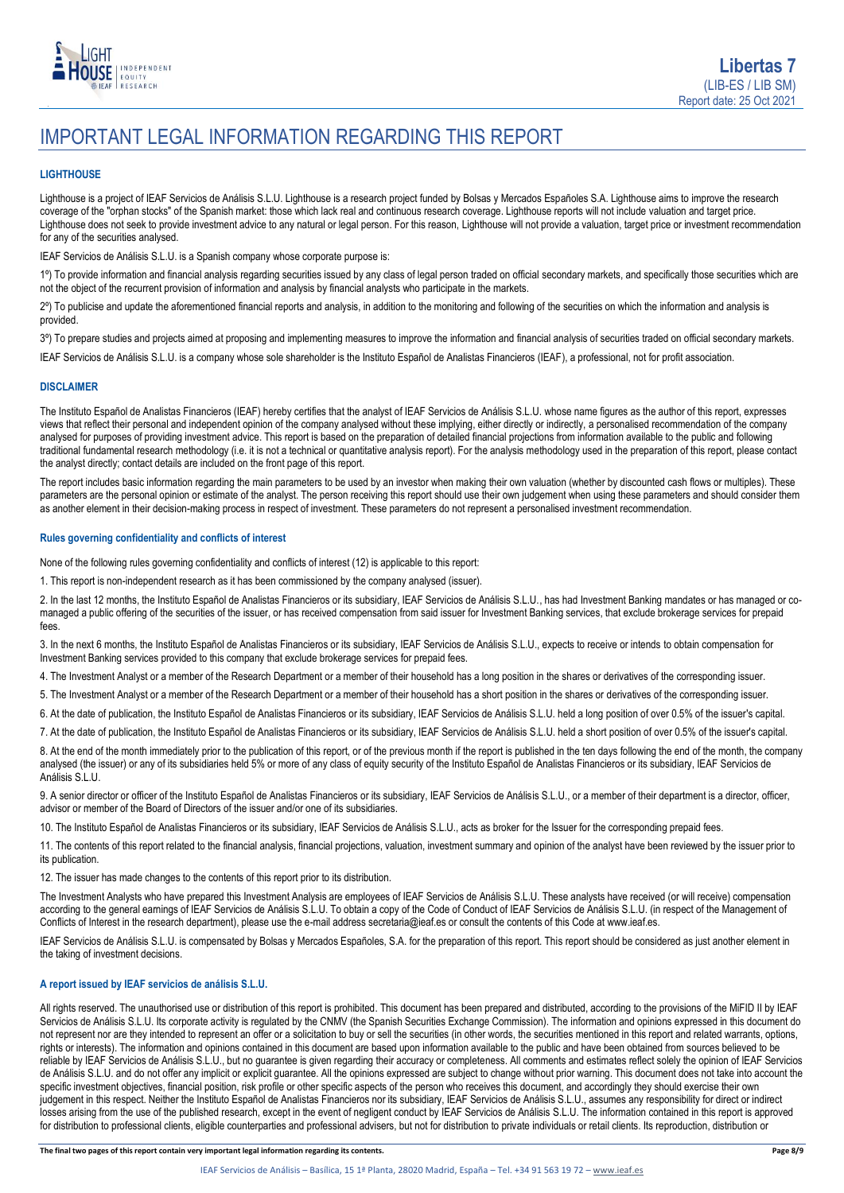# IMPORTANT LEGAL INFORMATION REGARDING THIS REPORT

### LIGHTHOUSE

Lighthouse is a project of IEAF Servicios de Análisis S.L.U. Lighthouse is a research project funded by Bolsas y Mercados Españoles S.A. Lighthouse aims to improve the research coverage of the "orphan stocks" of the Spanish market: those which lack real and continuous research coverage. Lighthouse reports will not include valuation and target price. Lighthouse does not seek to provide investment advice to any natural or legal person. For this reason, Lighthouse will not provide a valuation, target price or investment recommendation for any of the securities analysed.

IEAF Servicios de Análisis S.L.U. is a Spanish company whose corporate purpose is:

1º) To provide information and financial analysis regarding securities issued by any class of legal person traded on official secondary markets, and specifically those securities which are not the object of the recurrent provision of information and analysis by financial analysts who participate in the markets.

2º) To publicise and update the aforementioned financial reports and analysis, in addition to the monitoring and following of the securities on which the information and analysis is provided.

3º) To prepare studies and projects aimed at proposing and implementing measures to improve the information and financial analysis of securities traded on official secondary markets.

IEAF Servicios de Análisis S.L.U. is a company whose sole shareholder is the Instituto Español de Analistas Financieros (IEAF), a professional, not for profit association.

### DISCLAIMER

The Instituto Español de Analistas Financieros (IEAF) hereby certifies that the analyst of IEAF Servicios de Análisis S.L.U. whose name figures as the author of this report, expresses views that reflect their personal and independent opinion of the company analysed without these implying, either directly or indirectly, a personalised recommendation of the company analysed for purposes of providing investment advice. This report is based on the preparation of detailed financial projections from information available to the public and following traditional fundamental research methodology (i.e. it is not a technical or quantitative analysis report). For the analysis methodology used in the preparation of this report, please contact the analyst directly; contact details are included on the front page of this report.

The report includes basic information regarding the main parameters to be used by an investor when making their own valuation (whether by discounted cash flows or multiples). These parameters are the personal opinion or estimate of the analyst. The person receiving this report should use their own judgement when using these parameters and should consider them as another element in their decision-making process in respect of investment. These parameters do not represent a personalised investment recommendation.

### Rules governing confidentiality and conflicts of interest

None of the following rules governing confidentiality and conflicts of interest (12) is applicable to this report:

1. This report is non-independent research as it has been commissioned by the company analysed (issuer).

2. In the last 12 months, the Instituto Español de Analistas Financieros or its subsidiary, IEAF Servicios de Análisis S.L.U., has had Investment Banking mandates or has managed or co-managed a public offering of the securities of the issuer, or has received compensation from said issuer for Investment Banking services, that exclude brokerage services for prepaid fees.

3. In the next 6 months, the Instituto Español de Analistas Financieros or its subsidiary, IEAF Servicios de Análisis S.L.U., expects to receive or intends to obtain compensation for Investment Banking services provided to this company that exclude brokerage services for prepaid fees.

4. The Investment Analyst or a member of the Research Department or a member of their household has a long position in the shares or derivatives of the corresponding issuer.

5. The Investment Analyst or a member of the Research Department or a member of their household has a short position in the shares or derivatives of the corresponding issuer.

6. At the date of publication, the Instituto Español de Analistas Financieros or its subsidiary, IEAF Servicios de Análisis S.L.U. held a long position of over 0.5% of the issuer's capital.

7. At the date of publication, the Instituto Español de Analistas Financieros or its subsidiary, IEAF Servicios de Análisis S.L.U. held a short position of over 0.5% of the issuer's capital.

8. At the end of the month immediately prior to the publication of this report, or of the previous month if the report is published in the ten days following the end of the month, the company analysed (the issuer) or any of its subsidiaries held 5% or more of any class of equity security of the Instituto Español de Analistas Financieros or its subsidiary, IEAF Servicios de Análisis S.L.U.

9. A senior director or officer of the Instituto Español de Analistas Financieros or its subsidiary, IEAF Servicios de Análisis S.L.U., or a member of their department is a director, officer, advisor or member of the Board of Directors of the issuer and/or one of its subsidiaries.

10. The Instituto Español de Analistas Financieros or its subsidiary, IEAF Servicios de Análisis S.L.U., acts as broker for the Issuer for the corresponding prepaid fees.

11. The contents of this report related to the financial analysis, financial projections, valuation, investment summary and opinion of the analyst have been reviewed by the issuer prior to its publication.

12. The issuer has made changes to the contents of this report prior to its distribution.

The Investment Analysts who have prepared this Investment Analysis are employees of IEAF Servicios de Análisis S.L.U. These analysts have received (or will receive) compensation according to the general earnings of IEAF Servicios de Análisis S.L.U. To obtain a copy of the Code of Conduct of IEAF Servicios de Análisis S.L.U. (in respect of the Management of Conflicts of Interest in the research department), please use the e-mail address secretaria@ieaf.es or consult the contents of this Code at www.ieaf.es.

IEAF Servicios de Análisis S.L.U. is compensated by Bolsas y Mercados Españoles, S.A. for the preparation of this report. This report should be considered as just another element in the taking of investment decisions.

### A report issued by IEAF servicios de análisis S.L.U.

All rights reserved. The unauthorised use or distribution of this report is prohibited. This document has been prepared and distributed, according to the provisions of the MiFID II by IEAF Servicios de Análisis S.L.U. Its corporate activity is regulated by the CNMV (the Spanish Securities Exchange Commission). The information and opinions expressed in this document do not represent nor are they intended to represent an offer or a solicitation to buy or sell the securities (in other words, the securities mentioned in this report and related warrants, options, rights or interests). The information and opinions contained in this document are based upon information available to the public and have been obtained from sources believed to be reliable by IEAF Servicios de Análisis S.L.U., but no guarantee is given regarding their accuracy or completeness. All comments and estimates reflect solely the opinion of IEAF Servicios de Análisis S.L.U. and do not offer any implicit or explicit guarantee. All the opinions expressed are subject to change without prior warning. This document does not take into account the specific investment objectives, financial position, risk profile or other specific aspects of the person who receives this document, and accordingly they should exercise their own judgement in this respect. Neither the Instituto Español de Analistas Financiero nor its subsidiary, IEAF Servicios de Análisis S.L.U., assumes any responsibility for direct or indirect losses arising from the use of the published research, except in the event of negligent conduct by IEAF Servicios de Análisis S.L.U. The information contained in this report is approved for distribution to professional clients, eligible counterparties and professional advisers, but not for distribution to private individuals or retail clients. Its reproduction, distribution or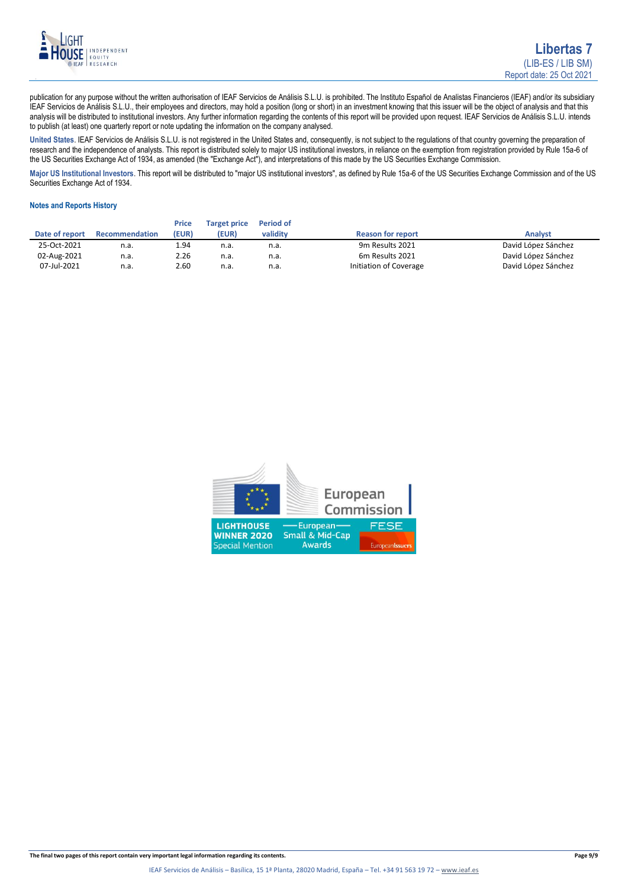publication for any purpose without the written authorisation of IEAF Servicios de Análisis S.L.U. is prohibited. The Instituto Español de Analistas Financieros (IEAF) and/or its subsidiary IEAF Servicios de Análisis S.L.U., their employees and directors, may hold a position (long or short) in an investment knowing that this issuer will be the object of analysis and that this analysis will be distributed to institutional investors. Any further information regarding the contents of this report will be provided upon request. IEAF Servicios de Análisis S.L.U. intends to publish (at least) one quarterly report or note updating the information on the company analysed.

**United States.** IEAF Servicios de Análisis S.L.U. is not registered in the United States and, consequently, is not subject to the regulations of that country governing the preparation of research and the independence of analysts. This report is distributed solely to major US institutional investors, in reliance on the exemption from registration provided by Rule 15a-6 of the US Securities Exchange Act of 1934, as amended (the "Exchange Act"), and interpretations of this made by the US Securities Exchange Commission.

**Major US Institutional Investors.** This report will be distributed to "major US institutional investors", as defined by Rule 15a-6 of the US Securities Exchange Commission and of the US Securities Exchange Act of 1934.

### Notes and Reports History

| Date of report | Recommendation | Price (EUR) | Target price (EUR) | Period of validity | Reason for report | Analyst |
|---|---|---|---|---|---|---|
| 25-Oct-2021 | n.a. | 1.94 | n.a. | n.a. | 9m Results 2021 | David López Sánchez |
| 02-Aug-2021 | n.a. | 2.26 | n.a. | n.a. | 6m Results 2021 | David López Sánchez |
| 07-Jul-2021 | n.a. | 2.60 | n.a. | n.a. | Initiation of Coverage | David López Sánchez |

European Commission

LIGHTHOUSE WINNER 2020 Special Mention — European Small & Mid-Cap Awards — FESE EuropeanIssuers

The final two pages of this report contain very important legal information regarding its contents.

IEAF Servicios de Análisis – Basílica, 15 1ª Planta, 28020 Madrid, España – Tel. +34 91 563 19 72 – www.ieaf.es